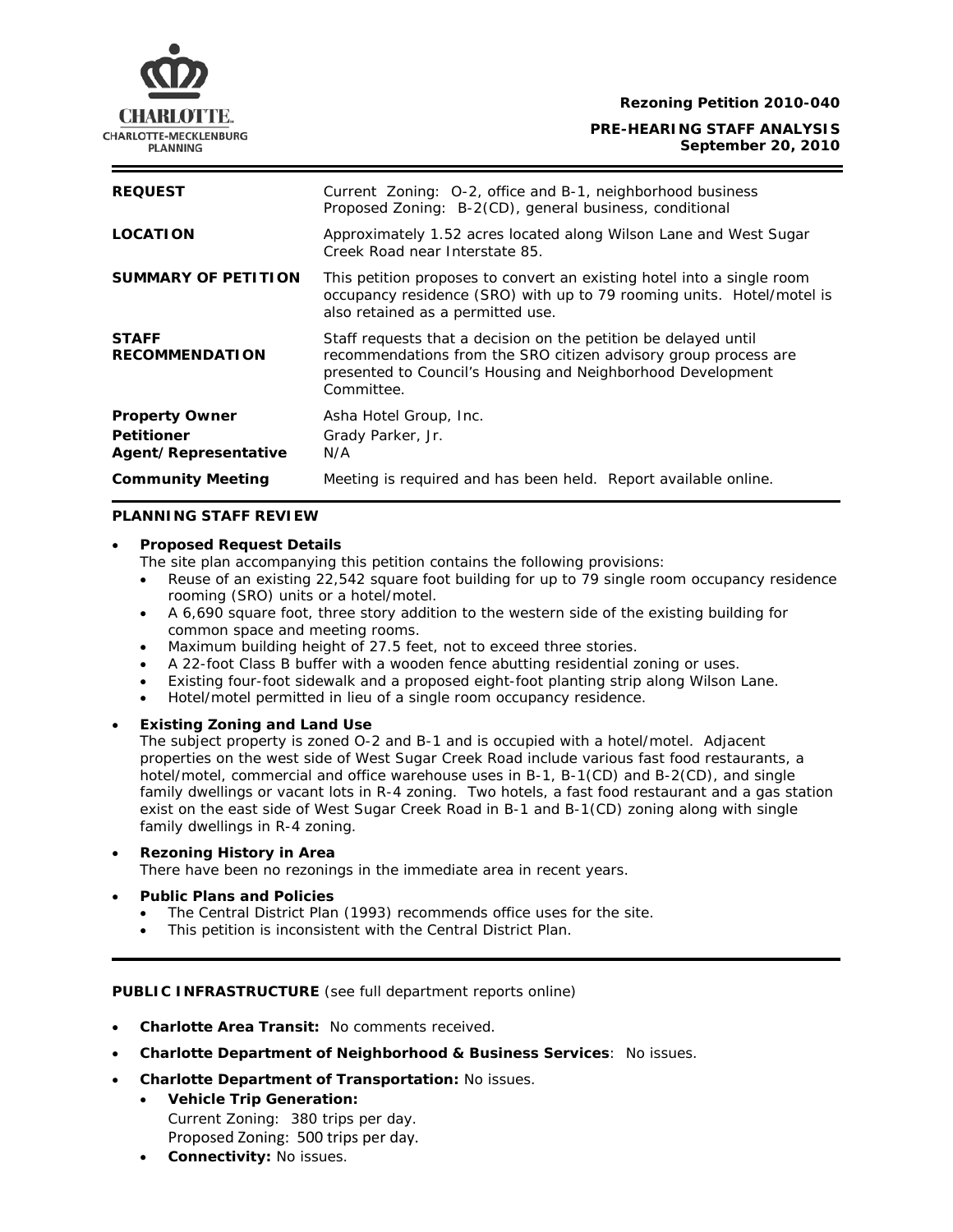CHARLOTTE.
CHARLOTTE-MECKLENBURG
PLANNING

**Rezoning Petition 2010-040**

**PRE-HEARING STAFF ANALYSIS**
**September 20, 2010**

| | |
|---|---|
| **REQUEST** | Current Zoning: O-2, office and B-1, neighborhood business<br>Proposed Zoning: B-2(CD), general business, conditional |
| **LOCATION** | Approximately 1.52 acres located along Wilson Lane and West Sugar Creek Road near Interstate 85. |
| **SUMMARY OF PETITION** | This petition proposes to convert an existing hotel into a single room occupancy residence (SRO) with up to 79 rooming units. Hotel/motel is also retained as a permitted use. |
| **STAFF RECOMMENDATION** | Staff requests that a decision on the petition be delayed until recommendations from the SRO citizen advisory group process are presented to Council's Housing and Neighborhood Development Committee. |
| **Property Owner**<br>**Petitioner**<br>**Agent/Representative** | Asha Hotel Group, Inc.<br>Grady Parker, Jr.<br>N/A |
| **Community Meeting** | Meeting is required and has been held. Report available online. |

## PLANNING STAFF REVIEW

- **Proposed Request Details**
  The site plan accompanying this petition contains the following provisions:
  - Reuse of an existing 22,542 square foot building for up to 79 single room occupancy residence rooming (SRO) units or a hotel/motel.
  - A 6,690 square foot, three story addition to the western side of the existing building for common space and meeting rooms.
  - Maximum building height of 27.5 feet, not to exceed three stories.
  - A 22-foot Class B buffer with a wooden fence abutting residential zoning or uses.
  - Existing four-foot sidewalk and a proposed eight-foot planting strip along Wilson Lane.
  - Hotel/motel permitted in lieu of a single room occupancy residence.

- **Existing Zoning and Land Use**
  The subject property is zoned O-2 and B-1 and is occupied with a hotel/motel. Adjacent properties on the west side of West Sugar Creek Road include various fast food restaurants, a hotel/motel, commercial and office warehouse uses in B-1, B-1(CD) and B-2(CD), and single family dwellings or vacant lots in R-4 zoning. Two hotels, a fast food restaurant and a gas station exist on the east side of West Sugar Creek Road in B-1 and B-1(CD) zoning along with single family dwellings in R-4 zoning.

- **Rezoning History in Area**
  There have been no rezonings in the immediate area in recent years.

- **Public Plans and Policies**
  - The Central District Plan (1993) recommends office uses for the site.
  - This petition is inconsistent with the Central District Plan.

**PUBLIC INFRASTRUCTURE** (see full department reports online)

- **Charlotte Area Transit:** No comments received.
- **Charlotte Department of Neighborhood & Business Services**: No issues.
- **Charlotte Department of Transportation:** No issues.
  - **Vehicle Trip Generation:**
    Current Zoning: 380 trips per day.
    Proposed Zoning: 500 trips per day.
  - **Connectivity:** No issues.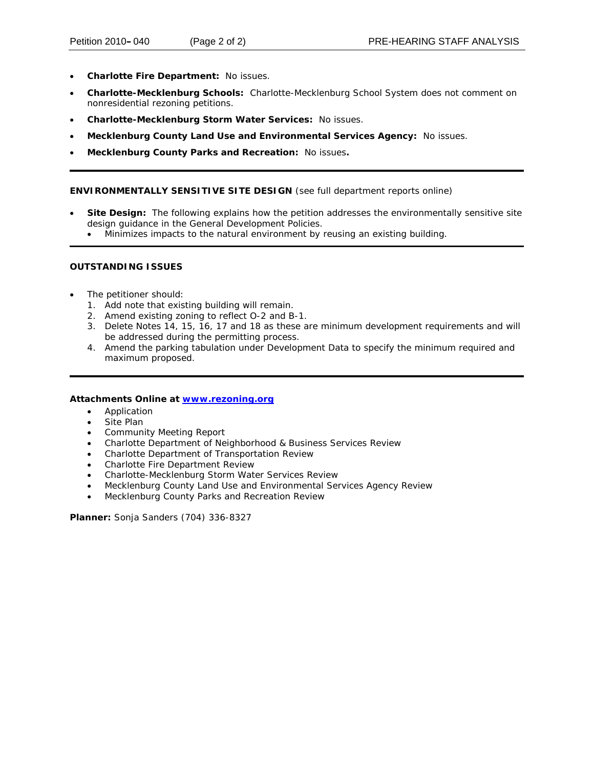- **Charlotte Fire Department:** No issues.
- **Charlotte-Mecklenburg Schools:** Charlotte-Mecklenburg School System does not comment on nonresidential rezoning petitions.
- **Charlotte-Mecklenburg Storm Water Services:** No issues.
- **Mecklenburg County Land Use and Environmental Services Agency:** No issues.
- **Mecklenburg County Parks and Recreation:** No issues**.**

---

**ENVIRONMENTALLY SENSITIVE SITE DESIGN** (see full department reports online)

- **Site Design:** The following explains how the petition addresses the environmentally sensitive site design guidance in the General Development Policies.
  - Minimizes impacts to the natural environment by reusing an existing building.

---

**OUTSTANDING ISSUES**

- The petitioner should:
  1. Add note that existing building will remain.
  2. Amend existing zoning to reflect O-2 and B-1.
  3. Delete Notes 14, 15, 16, 17 and 18 as these are minimum development requirements and will be addressed during the permitting process.
  4. Amend the parking tabulation under Development Data to specify the minimum required and maximum proposed.

---

**Attachments Online at [www.rezoning.org](www.rezoning.org)**

- Application
- Site Plan
- Community Meeting Report
- Charlotte Department of Neighborhood & Business Services Review
- Charlotte Department of Transportation Review
- Charlotte Fire Department Review
- Charlotte-Mecklenburg Storm Water Services Review
- Mecklenburg County Land Use and Environmental Services Agency Review
- Mecklenburg County Parks and Recreation Review

**Planner:** Sonja Sanders (704) 336-8327